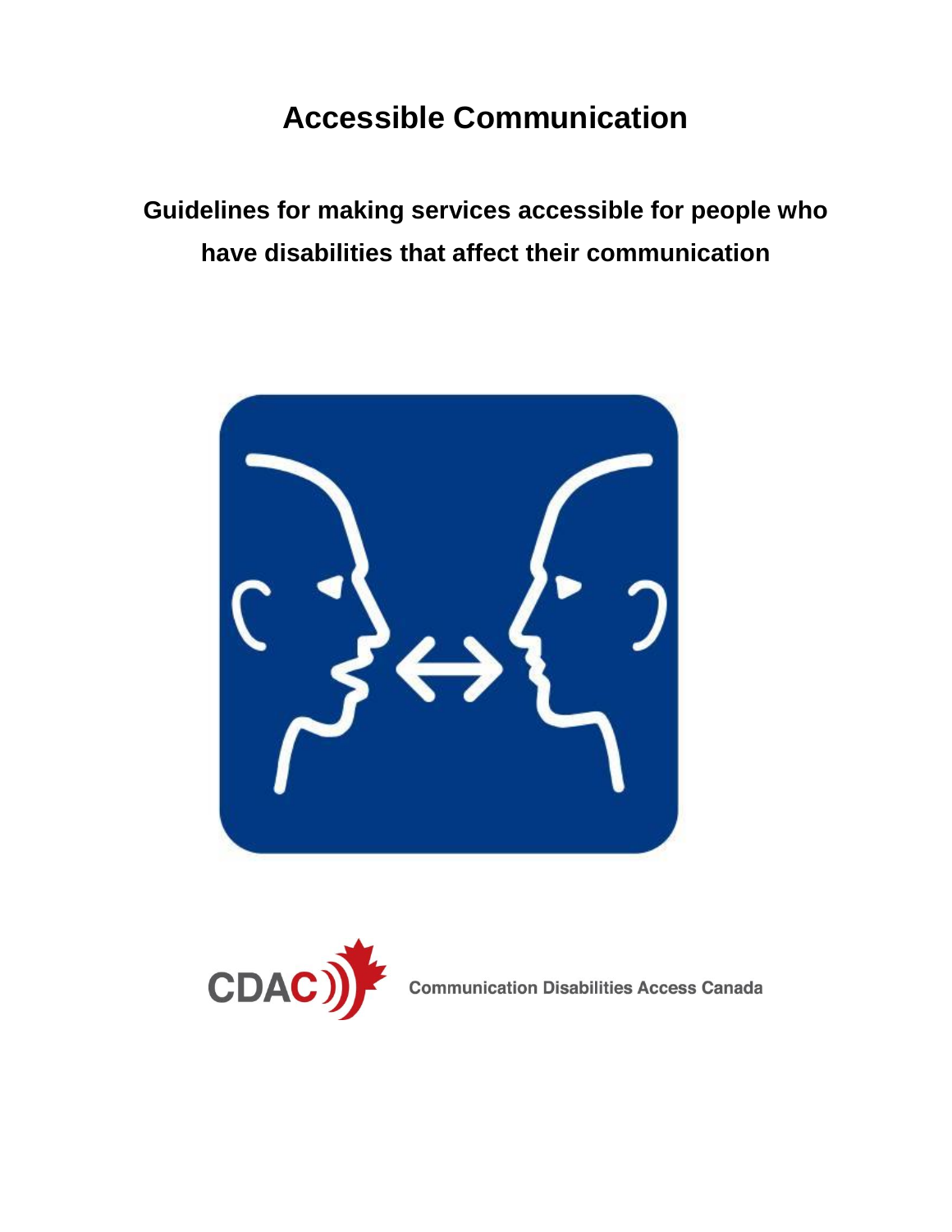# Accessible Communication

## Guidelines for making services accessible for people who have disabilities that affect their communication

CDAC Communication Disabilities Access Canada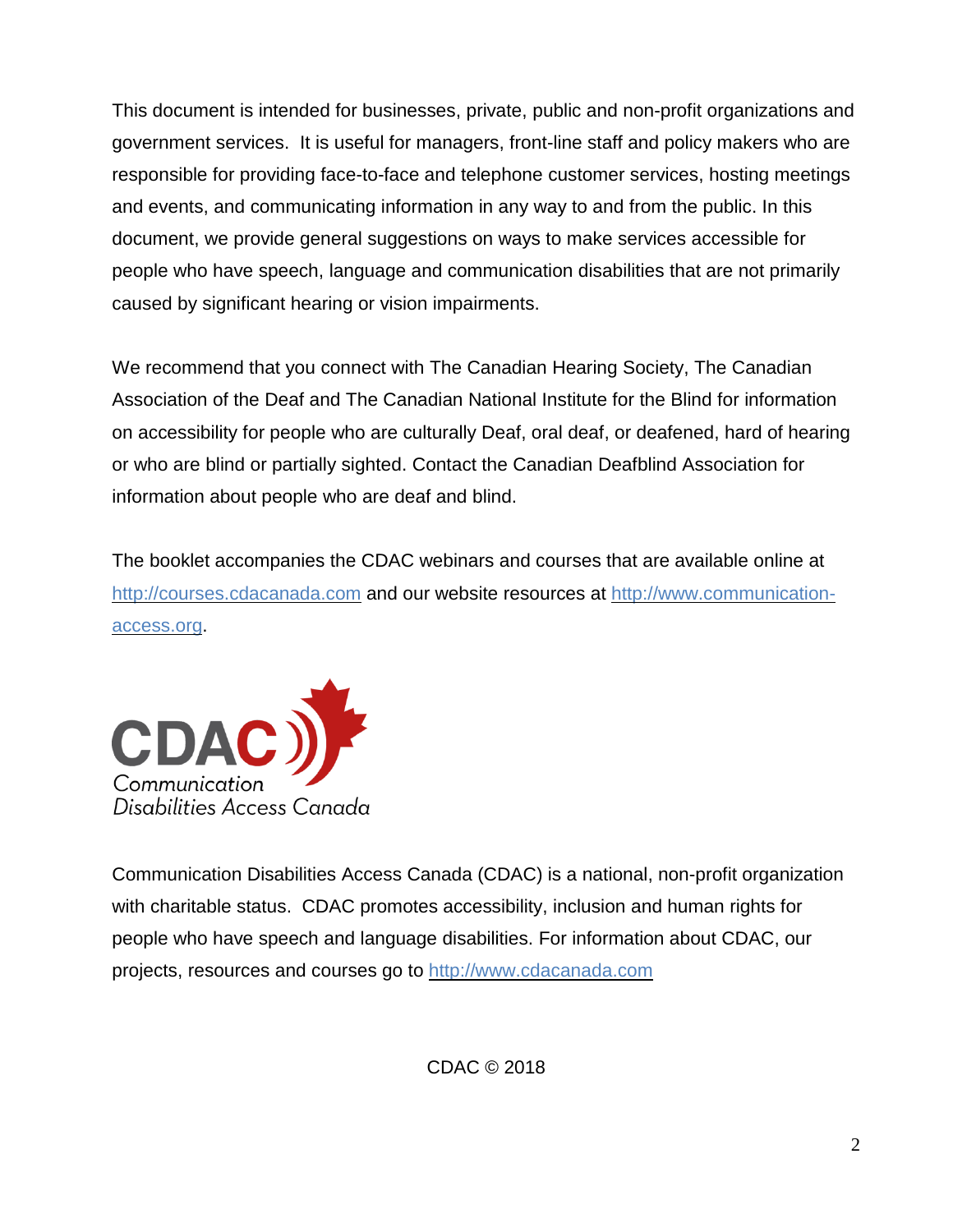This document is intended for businesses, private, public and non-profit organizations and government services. It is useful for managers, front-line staff and policy makers who are responsible for providing face-to-face and telephone customer services, hosting meetings and events, and communicating information in any way to and from the public. In this document, we provide general suggestions on ways to make services accessible for people who have speech, language and communication disabilities that are not primarily caused by significant hearing or vision impairments.

We recommend that you connect with The Canadian Hearing Society, The Canadian Association of the Deaf and The Canadian National Institute for the Blind for information on accessibility for people who are culturally Deaf, oral deaf, or deafened, hard of hearing or who are blind or partially sighted. Contact the Canadian Deafblind Association for information about people who are deaf and blind.

The booklet accompanies the CDAC webinars and courses that are available online at http://courses.cdacanada.com and our website resources at http://www.communication-access.org.

CDAC
Communication Disabilities Access Canada

Communication Disabilities Access Canada (CDAC) is a national, non-profit organization with charitable status. CDAC promotes accessibility, inclusion and human rights for people who have speech and language disabilities. For information about CDAC, our projects, resources and courses go to http://www.cdacanada.com

CDAC © 2018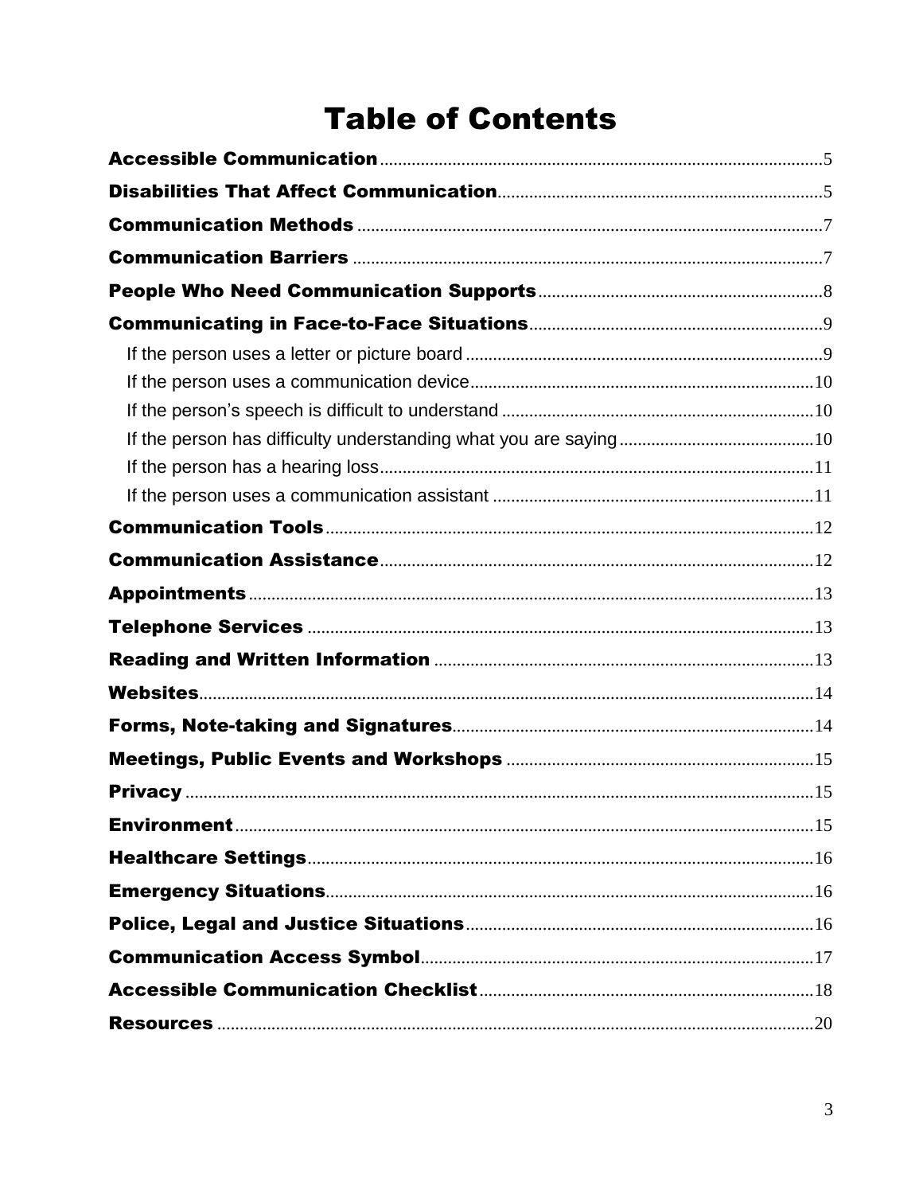# Table of Contents

Accessible Communication ........................................ 5

Disabilities That Affect Communication ........................................ 5

Communication Methods ........................................ 7

Communication Barriers ........................................ 7

People Who Need Communication Supports ........................................ 8

Communicating in Face-to-Face Situations ........................................ 9

- If the person uses a letter or picture board ........................................ 9
- If the person uses a communication device ........................................ 10
- If the person's speech is difficult to understand ........................................ 10
- If the person has difficulty understanding what you are saying ........................................ 10
- If the person has a hearing loss ........................................ 11
- If the person uses a communication assistant ........................................ 11

Communication Tools ........................................ 12

Communication Assistance ........................................ 12

Appointments ........................................ 13

Telephone Services ........................................ 13

Reading and Written Information ........................................ 13

Websites ........................................ 14

Forms, Note-taking and Signatures ........................................ 14

Meetings, Public Events and Workshops ........................................ 15

Privacy ........................................ 15

Environment ........................................ 15

Healthcare Settings ........................................ 16

Emergency Situations ........................................ 16

Police, Legal and Justice Situations ........................................ 16

Communication Access Symbol ........................................ 17

Accessible Communication Checklist ........................................ 18

Resources ........................................ 20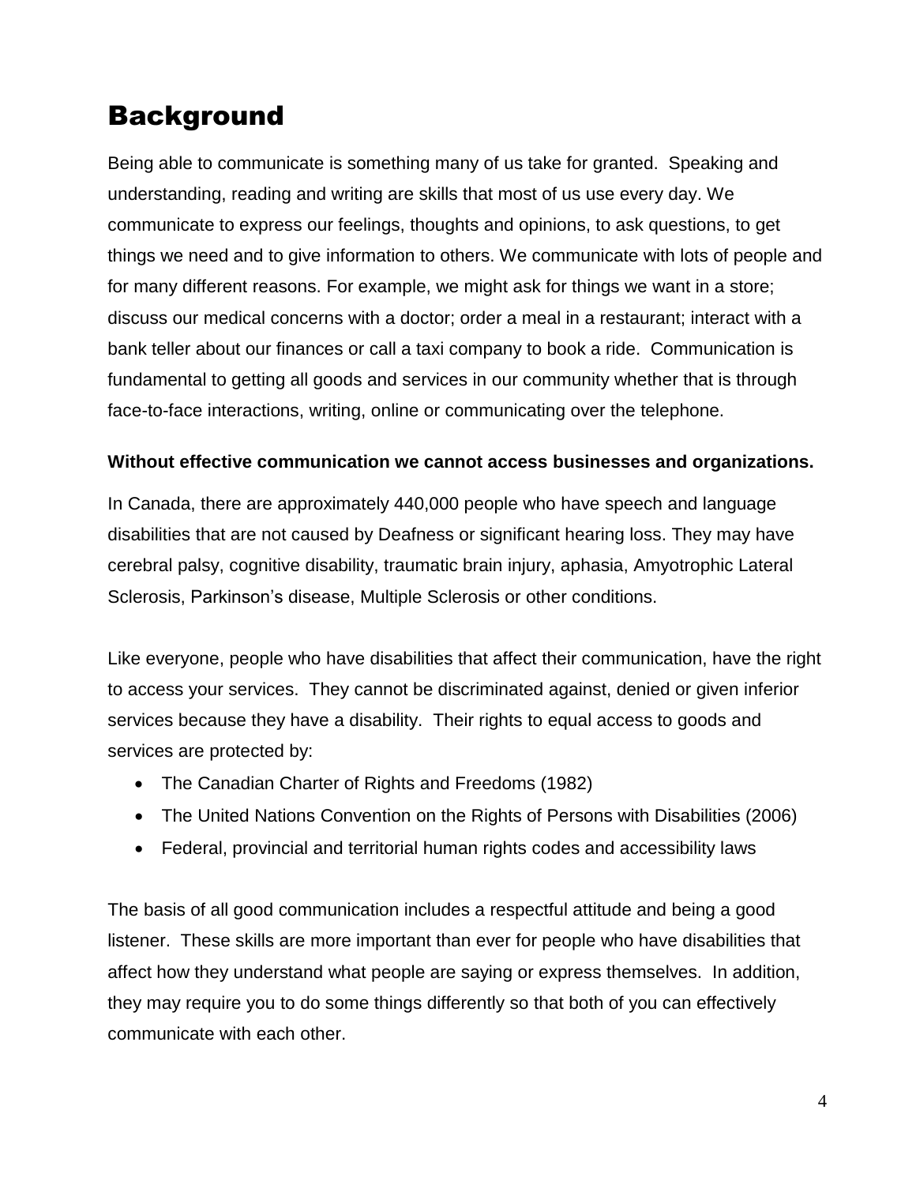# Background

Being able to communicate is something many of us take for granted. Speaking and understanding, reading and writing are skills that most of us use every day. We communicate to express our feelings, thoughts and opinions, to ask questions, to get things we need and to give information to others. We communicate with lots of people and for many different reasons. For example, we might ask for things we want in a store; discuss our medical concerns with a doctor; order a meal in a restaurant; interact with a bank teller about our finances or call a taxi company to book a ride. Communication is fundamental to getting all goods and services in our community whether that is through face-to-face interactions, writing, online or communicating over the telephone.

**Without effective communication we cannot access businesses and organizations.**

In Canada, there are approximately 440,000 people who have speech and language disabilities that are not caused by Deafness or significant hearing loss. They may have cerebral palsy, cognitive disability, traumatic brain injury, aphasia, Amyotrophic Lateral Sclerosis, Parkinson's disease, Multiple Sclerosis or other conditions.

Like everyone, people who have disabilities that affect their communication, have the right to access your services. They cannot be discriminated against, denied or given inferior services because they have a disability. Their rights to equal access to goods and services are protected by:

- The Canadian Charter of Rights and Freedoms (1982)
- The United Nations Convention on the Rights of Persons with Disabilities (2006)
- Federal, provincial and territorial human rights codes and accessibility laws

The basis of all good communication includes a respectful attitude and being a good listener. These skills are more important than ever for people who have disabilities that affect how they understand what people are saying or express themselves. In addition, they may require you to do some things differently so that both of you can effectively communicate with each other.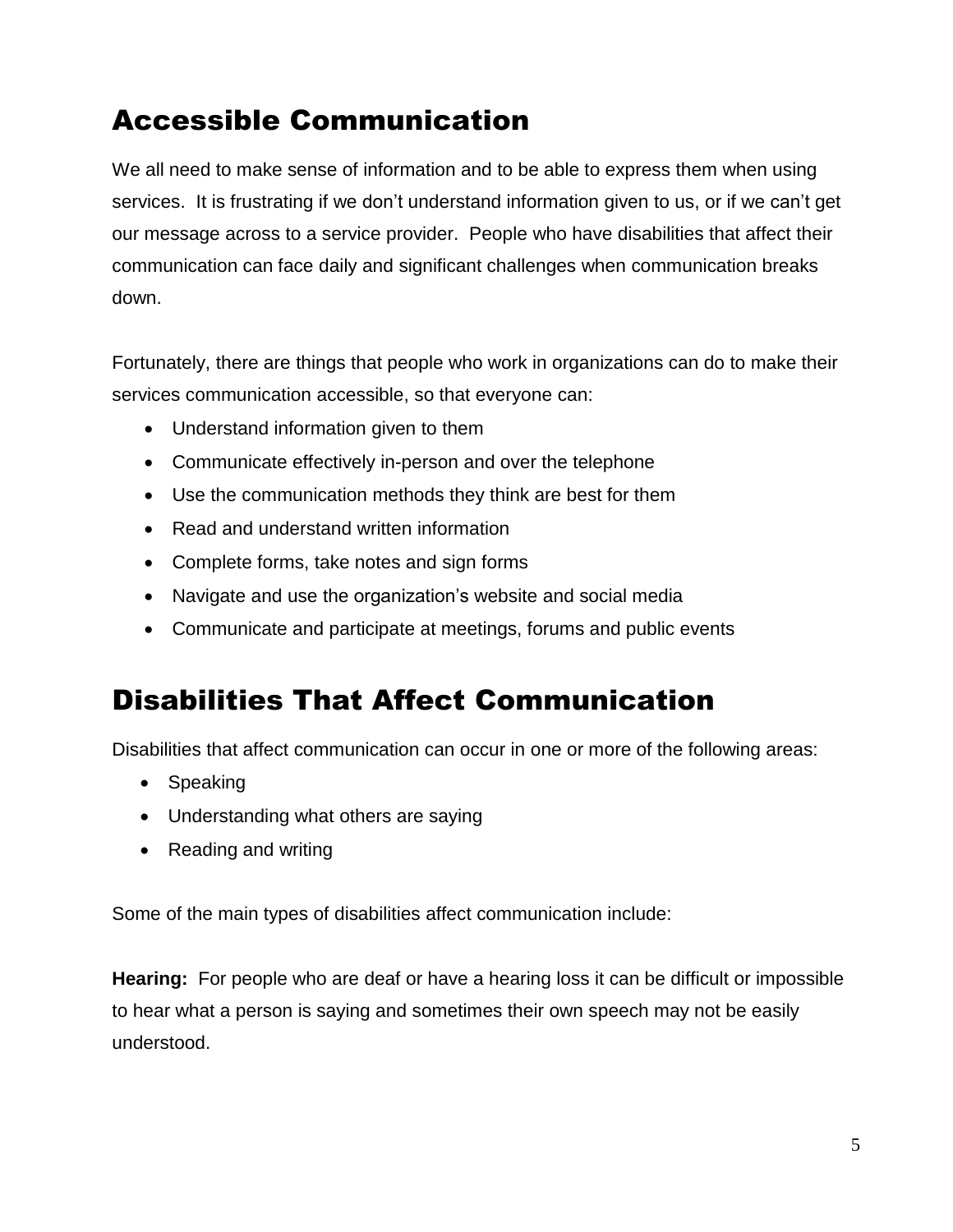## Accessible Communication

We all need to make sense of information and to be able to express them when using services. It is frustrating if we don't understand information given to us, or if we can't get our message across to a service provider. People who have disabilities that affect their communication can face daily and significant challenges when communication breaks down.

Fortunately, there are things that people who work in organizations can do to make their services communication accessible, so that everyone can:

- Understand information given to them
- Communicate effectively in-person and over the telephone
- Use the communication methods they think are best for them
- Read and understand written information
- Complete forms, take notes and sign forms
- Navigate and use the organization's website and social media
- Communicate and participate at meetings, forums and public events

## Disabilities That Affect Communication

Disabilities that affect communication can occur in one or more of the following areas:

- Speaking
- Understanding what others are saying
- Reading and writing

Some of the main types of disabilities affect communication include:

**Hearing:** For people who are deaf or have a hearing loss it can be difficult or impossible to hear what a person is saying and sometimes their own speech may not be easily understood.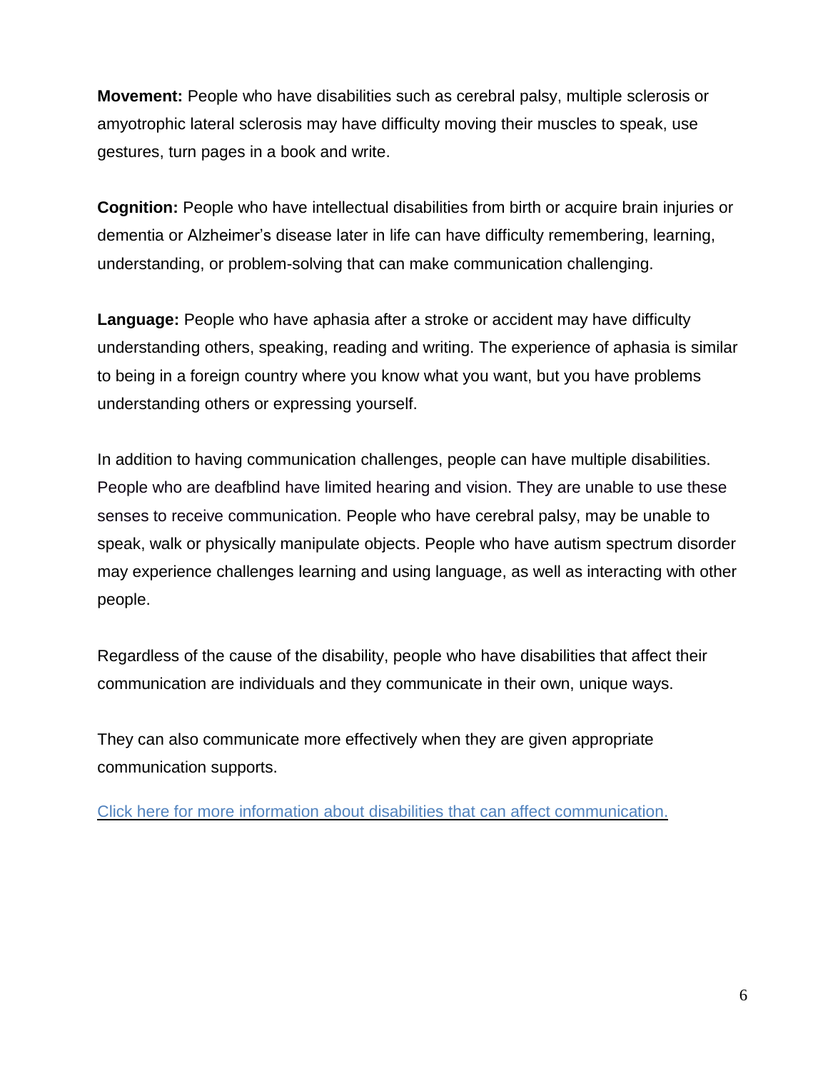**Movement:** People who have disabilities such as cerebral palsy, multiple sclerosis or amyotrophic lateral sclerosis may have difficulty moving their muscles to speak, use gestures, turn pages in a book and write.

**Cognition:** People who have intellectual disabilities from birth or acquire brain injuries or dementia or Alzheimer's disease later in life can have difficulty remembering, learning, understanding, or problem-solving that can make communication challenging.

**Language:** People who have aphasia after a stroke or accident may have difficulty understanding others, speaking, reading and writing. The experience of aphasia is similar to being in a foreign country where you know what you want, but you have problems understanding others or expressing yourself.

In addition to having communication challenges, people can have multiple disabilities. People who are deafblind have limited hearing and vision. They are unable to use these senses to receive communication. People who have cerebral palsy, may be unable to speak, walk or physically manipulate objects. People who have autism spectrum disorder may experience challenges learning and using language, as well as interacting with other people.

Regardless of the cause of the disability, people who have disabilities that affect their communication are individuals and they communicate in their own, unique ways.

They can also communicate more effectively when they are given appropriate communication supports.

Click here for more information about disabilities that can affect communication.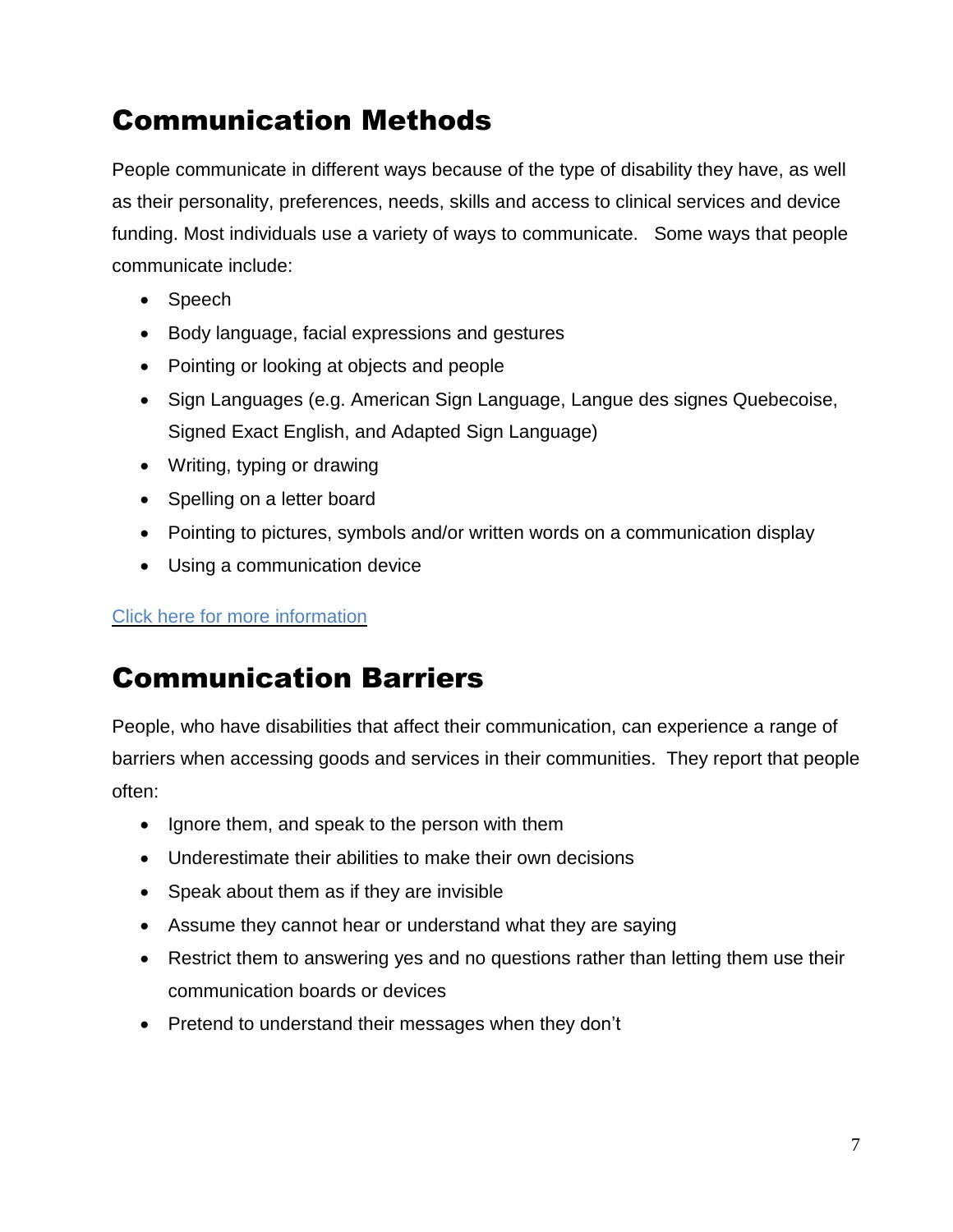## Communication Methods

People communicate in different ways because of the type of disability they have, as well as their personality, preferences, needs, skills and access to clinical services and device funding. Most individuals use a variety of ways to communicate. Some ways that people communicate include:

- Speech
- Body language, facial expressions and gestures
- Pointing or looking at objects and people
- Sign Languages (e.g. American Sign Language, Langue des signes Quebecoise, Signed Exact English, and Adapted Sign Language)
- Writing, typing or drawing
- Spelling on a letter board
- Pointing to pictures, symbols and/or written words on a communication display
- Using a communication device

Click here for more information

## Communication Barriers

People, who have disabilities that affect their communication, can experience a range of barriers when accessing goods and services in their communities. They report that people often:

- Ignore them, and speak to the person with them
- Underestimate their abilities to make their own decisions
- Speak about them as if they are invisible
- Assume they cannot hear or understand what they are saying
- Restrict them to answering yes and no questions rather than letting them use their communication boards or devices
- Pretend to understand their messages when they don't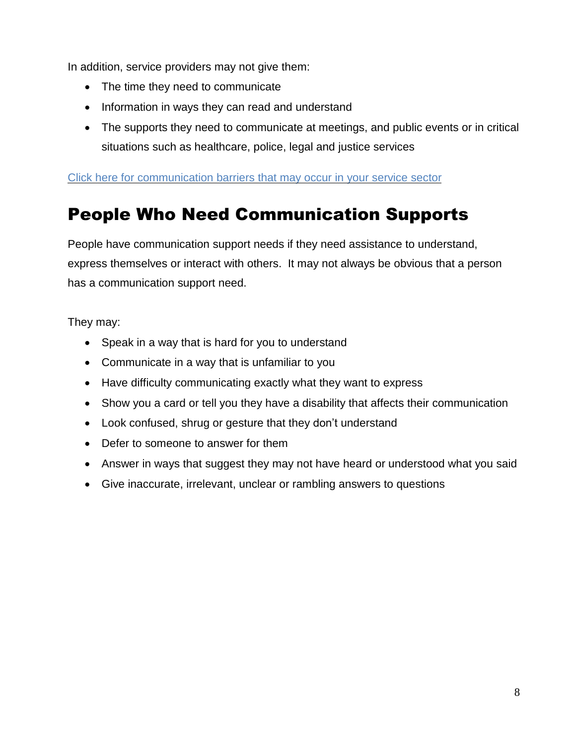In addition, service providers may not give them:

- The time they need to communicate
- Information in ways they can read and understand
- The supports they need to communicate at meetings, and public events or in critical situations such as healthcare, police, legal and justice services

Click here for communication barriers that may occur in your service sector

# People Who Need Communication Supports

People have communication support needs if they need assistance to understand, express themselves or interact with others. It may not always be obvious that a person has a communication support need.

They may:

- Speak in a way that is hard for you to understand
- Communicate in a way that is unfamiliar to you
- Have difficulty communicating exactly what they want to express
- Show you a card or tell you they have a disability that affects their communication
- Look confused, shrug or gesture that they don't understand
- Defer to someone to answer for them
- Answer in ways that suggest they may not have heard or understood what you said
- Give inaccurate, irrelevant, unclear or rambling answers to questions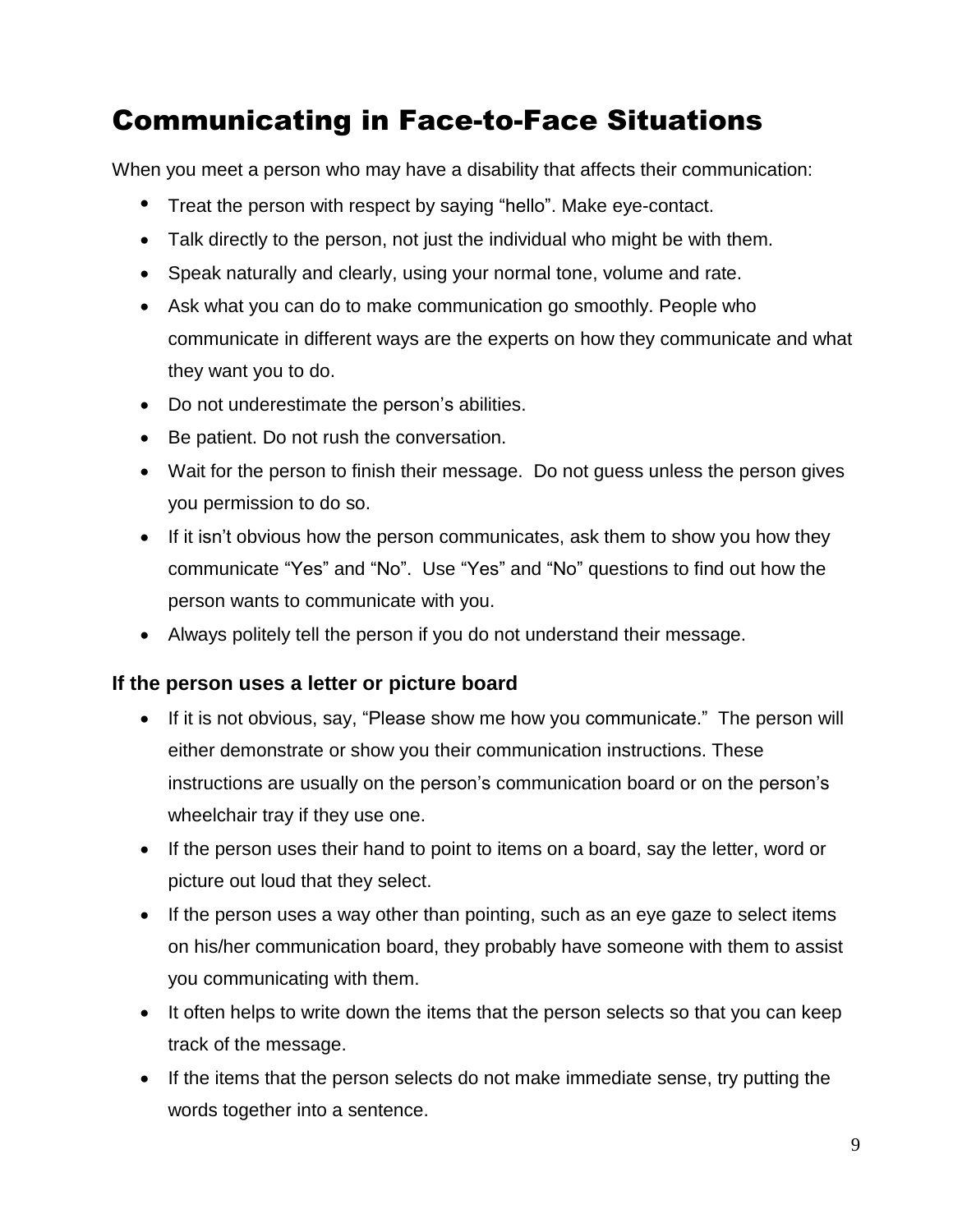# Communicating in Face-to-Face Situations

When you meet a person who may have a disability that affects their communication:

- Treat the person with respect by saying “hello”. Make eye-contact.
- Talk directly to the person, not just the individual who might be with them.
- Speak naturally and clearly, using your normal tone, volume and rate.
- Ask what you can do to make communication go smoothly. People who communicate in different ways are the experts on how they communicate and what they want you to do.
- Do not underestimate the person’s abilities.
- Be patient. Do not rush the conversation.
- Wait for the person to finish their message. Do not guess unless the person gives you permission to do so.
- If it isn’t obvious how the person communicates, ask them to show you how they communicate “Yes” and “No”. Use “Yes” and “No” questions to find out how the person wants to communicate with you.
- Always politely tell the person if you do not understand their message.

### If the person uses a letter or picture board

- If it is not obvious, say, “Please show me how you communicate.” The person will either demonstrate or show you their communication instructions. These instructions are usually on the person’s communication board or on the person’s wheelchair tray if they use one.
- If the person uses their hand to point to items on a board, say the letter, word or picture out loud that they select.
- If the person uses a way other than pointing, such as an eye gaze to select items on his/her communication board, they probably have someone with them to assist you communicating with them.
- It often helps to write down the items that the person selects so that you can keep track of the message.
- If the items that the person selects do not make immediate sense, try putting the words together into a sentence.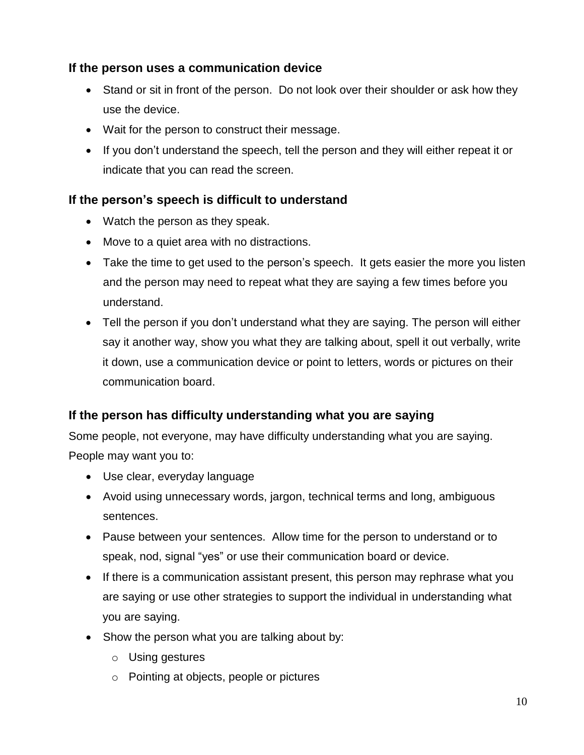### If the person uses a communication device

- Stand or sit in front of the person. Do not look over their shoulder or ask how they use the device.
- Wait for the person to construct their message.
- If you don't understand the speech, tell the person and they will either repeat it or indicate that you can read the screen.

### If the person's speech is difficult to understand

- Watch the person as they speak.
- Move to a quiet area with no distractions.
- Take the time to get used to the person's speech. It gets easier the more you listen and the person may need to repeat what they are saying a few times before you understand.
- Tell the person if you don't understand what they are saying. The person will either say it another way, show you what they are talking about, spell it out verbally, write it down, use a communication device or point to letters, words or pictures on their communication board.

### If the person has difficulty understanding what you are saying

Some people, not everyone, may have difficulty understanding what you are saying. People may want you to:

- Use clear, everyday language
- Avoid using unnecessary words, jargon, technical terms and long, ambiguous sentences.
- Pause between your sentences. Allow time for the person to understand or to speak, nod, signal "yes" or use their communication board or device.
- If there is a communication assistant present, this person may rephrase what you are saying or use other strategies to support the individual in understanding what you are saying.
- Show the person what you are talking about by:
  - Using gestures
  - Pointing at objects, people or pictures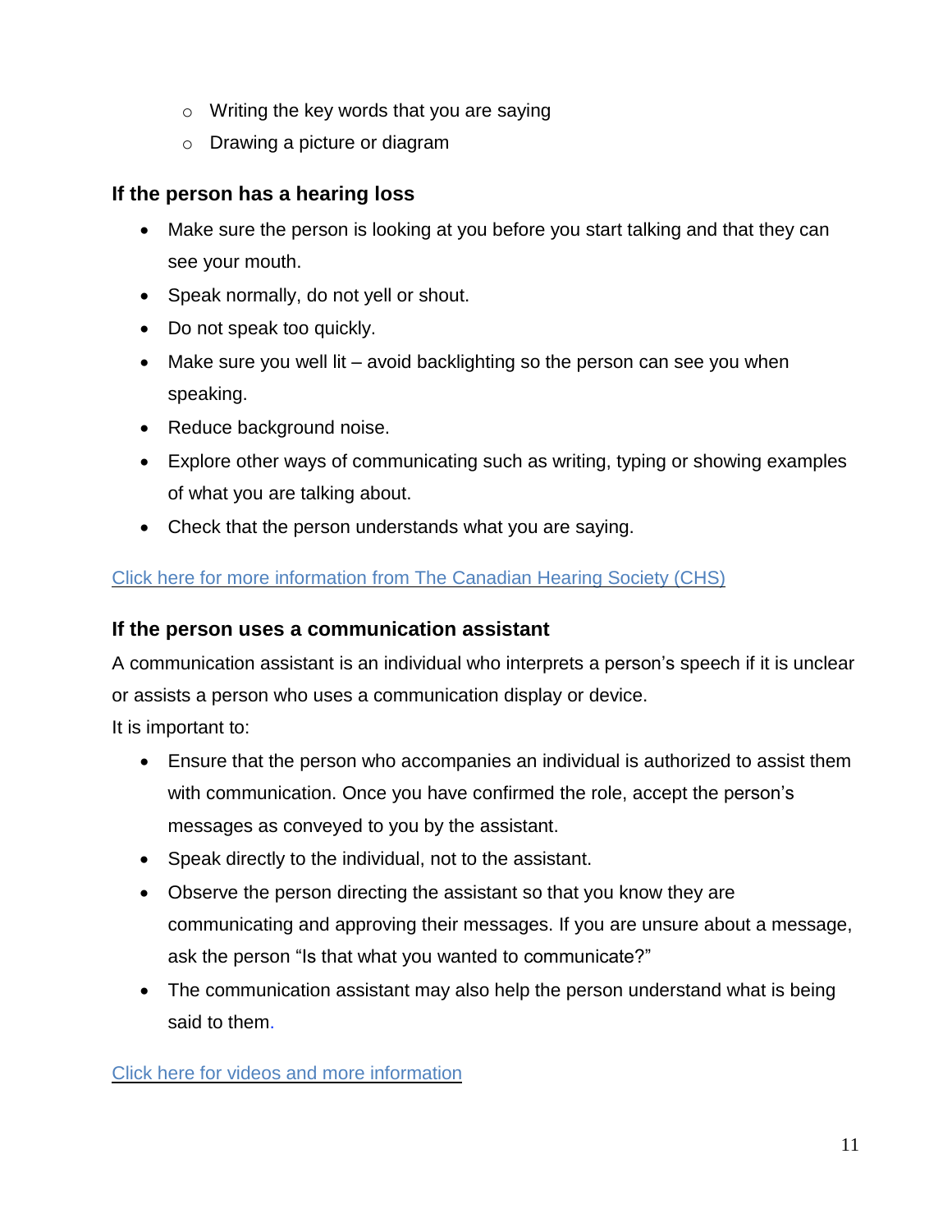- Writing the key words that you are saying
  - Drawing a picture or diagram

### If the person has a hearing loss

- Make sure the person is looking at you before you start talking and that they can see your mouth.
- Speak normally, do not yell or shout.
- Do not speak too quickly.
- Make sure you well lit – avoid backlighting so the person can see you when speaking.
- Reduce background noise.
- Explore other ways of communicating such as writing, typing or showing examples of what you are talking about.
- Check that the person understands what you are saying.

Click here for more information from The Canadian Hearing Society (CHS)

### If the person uses a communication assistant

A communication assistant is an individual who interprets a person's speech if it is unclear or assists a person who uses a communication display or device.

It is important to:

- Ensure that the person who accompanies an individual is authorized to assist them with communication. Once you have confirmed the role, accept the person's messages as conveyed to you by the assistant.
- Speak directly to the individual, not to the assistant.
- Observe the person directing the assistant so that you know they are communicating and approving their messages. If you are unsure about a message, ask the person "Is that what you wanted to communicate?"
- The communication assistant may also help the person understand what is being said to them.

Click here for videos and more information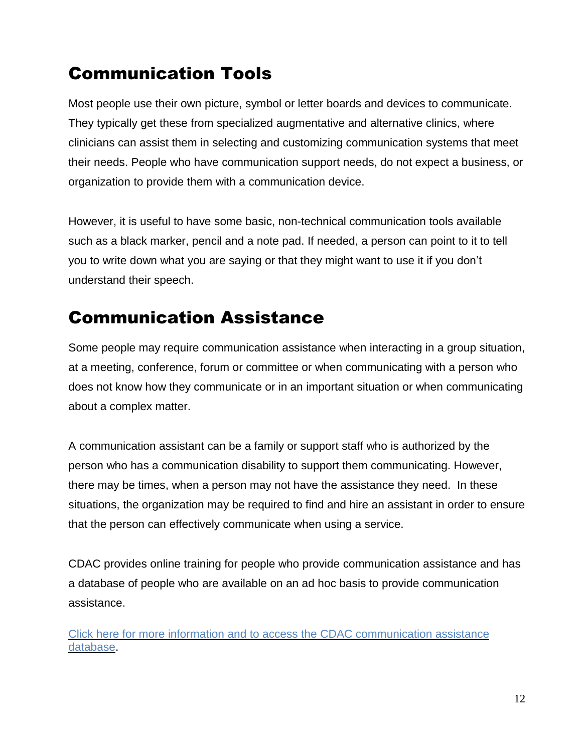## Communication Tools

Most people use their own picture, symbol or letter boards and devices to communicate. They typically get these from specialized augmentative and alternative clinics, where clinicians can assist them in selecting and customizing communication systems that meet their needs. People who have communication support needs, do not expect a business, or organization to provide them with a communication device.

However, it is useful to have some basic, non-technical communication tools available such as a black marker, pencil and a note pad. If needed, a person can point to it to tell you to write down what you are saying or that they might want to use it if you don't understand their speech.

## Communication Assistance

Some people may require communication assistance when interacting in a group situation, at a meeting, conference, forum or committee or when communicating with a person who does not know how they communicate or in an important situation or when communicating about a complex matter.

A communication assistant can be a family or support staff who is authorized by the person who has a communication disability to support them communicating. However, there may be times, when a person may not have the assistance they need. In these situations, the organization may be required to find and hire an assistant in order to ensure that the person can effectively communicate when using a service.

CDAC provides online training for people who provide communication assistance and has a database of people who are available on an ad hoc basis to provide communication assistance.

Click here for more information and to access the CDAC communication assistance database.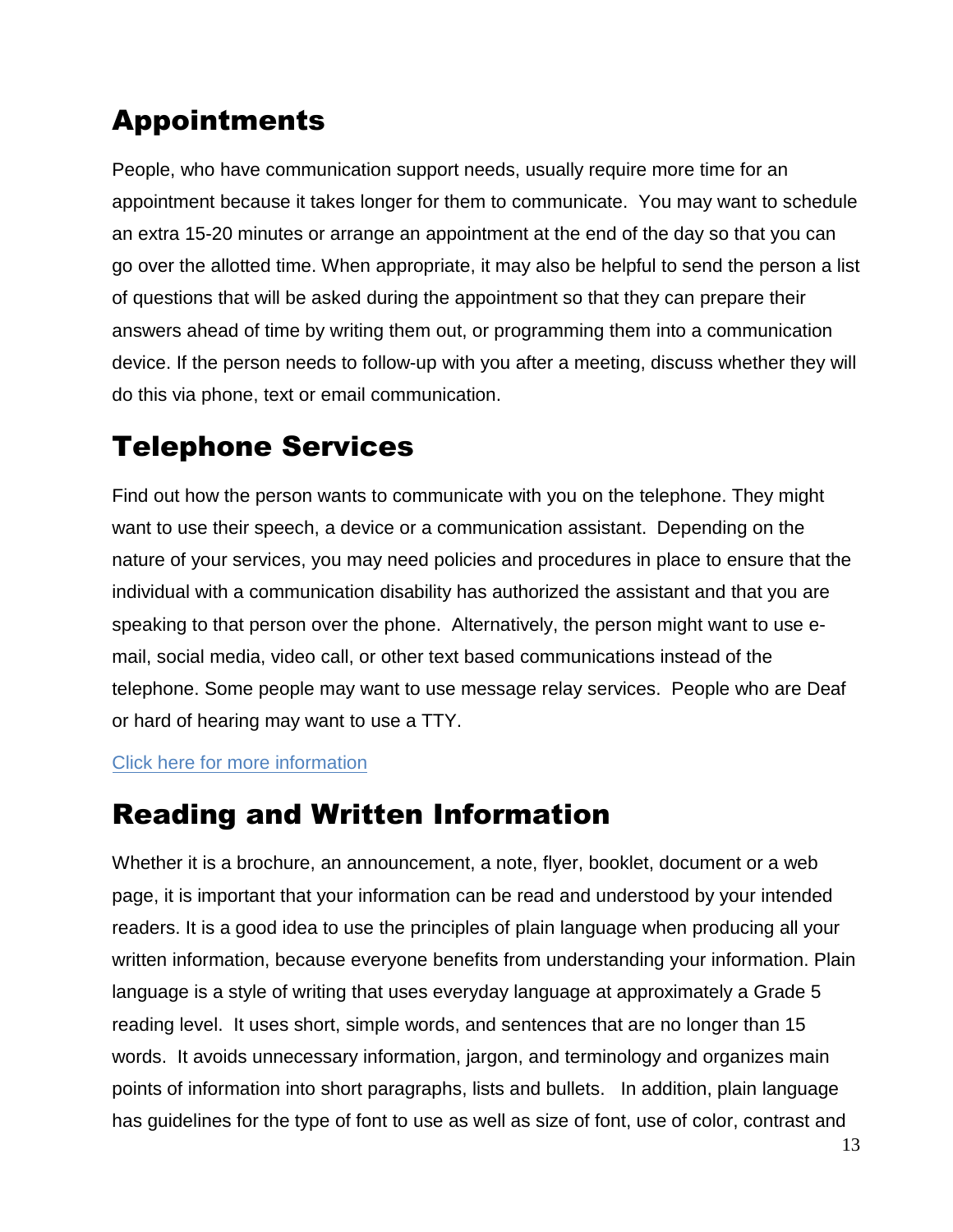## Appointments

People, who have communication support needs, usually require more time for an appointment because it takes longer for them to communicate. You may want to schedule an extra 15-20 minutes or arrange an appointment at the end of the day so that you can go over the allotted time. When appropriate, it may also be helpful to send the person a list of questions that will be asked during the appointment so that they can prepare their answers ahead of time by writing them out, or programming them into a communication device. If the person needs to follow-up with you after a meeting, discuss whether they will do this via phone, text or email communication.

## Telephone Services

Find out how the person wants to communicate with you on the telephone. They might want to use their speech, a device or a communication assistant. Depending on the nature of your services, you may need policies and procedures in place to ensure that the individual with a communication disability has authorized the assistant and that you are speaking to that person over the phone. Alternatively, the person might want to use e-mail, social media, video call, or other text based communications instead of the telephone. Some people may want to use message relay services. People who are Deaf or hard of hearing may want to use a TTY.

Click here for more information

## Reading and Written Information

Whether it is a brochure, an announcement, a note, flyer, booklet, document or a web page, it is important that your information can be read and understood by your intended readers. It is a good idea to use the principles of plain language when producing all your written information, because everyone benefits from understanding your information. Plain language is a style of writing that uses everyday language at approximately a Grade 5 reading level. It uses short, simple words, and sentences that are no longer than 15 words. It avoids unnecessary information, jargon, and terminology and organizes main points of information into short paragraphs, lists and bullets. In addition, plain language has guidelines for the type of font to use as well as size of font, use of color, contrast and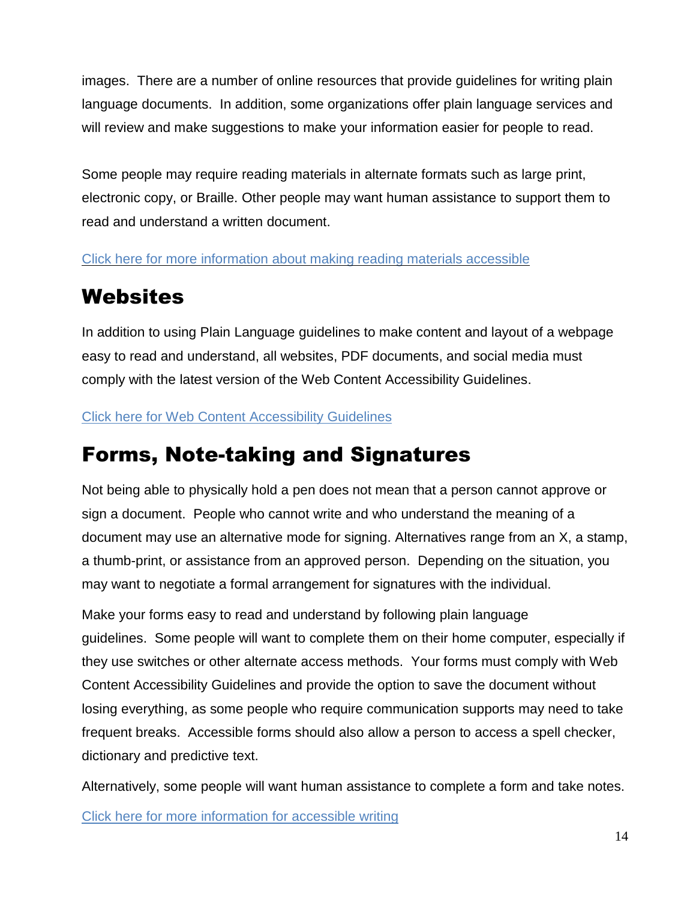images. There are a number of online resources that provide guidelines for writing plain language documents. In addition, some organizations offer plain language services and will review and make suggestions to make your information easier for people to read.

Some people may require reading materials in alternate formats such as large print, electronic copy, or Braille. Other people may want human assistance to support them to read and understand a written document.

Click here for more information about making reading materials accessible

## Websites

In addition to using Plain Language guidelines to make content and layout of a webpage easy to read and understand, all websites, PDF documents, and social media must comply with the latest version of the Web Content Accessibility Guidelines.

Click here for Web Content Accessibility Guidelines

## Forms, Note-taking and Signatures

Not being able to physically hold a pen does not mean that a person cannot approve or sign a document. People who cannot write and who understand the meaning of a document may use an alternative mode for signing. Alternatives range from an X, a stamp, a thumb-print, or assistance from an approved person. Depending on the situation, you may want to negotiate a formal arrangement for signatures with the individual.

Make your forms easy to read and understand by following plain language guidelines. Some people will want to complete them on their home computer, especially if they use switches or other alternate access methods. Your forms must comply with Web Content Accessibility Guidelines and provide the option to save the document without losing everything, as some people who require communication supports may need to take frequent breaks. Accessible forms should also allow a person to access a spell checker, dictionary and predictive text.

Alternatively, some people will want human assistance to complete a form and take notes.

Click here for more information for accessible writing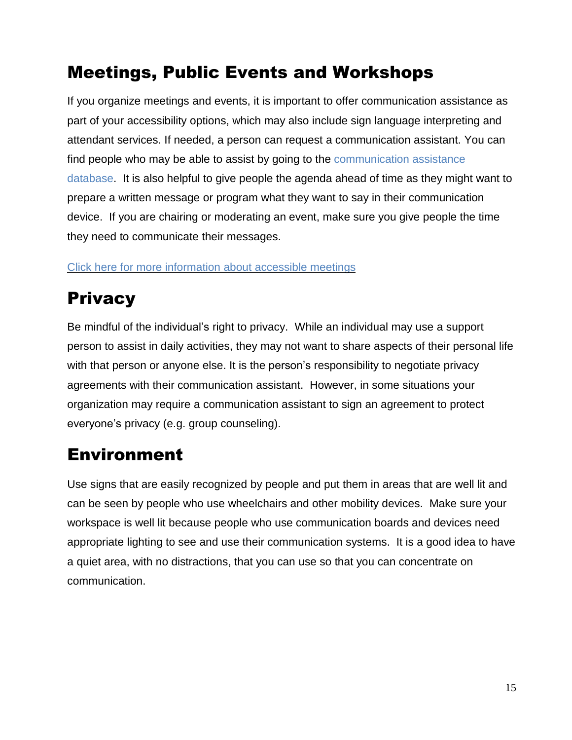## Meetings, Public Events and Workshops

If you organize meetings and events, it is important to offer communication assistance as part of your accessibility options, which may also include sign language interpreting and attendant services. If needed, a person can request a communication assistant. You can find people who may be able to assist by going to the communication assistance database. It is also helpful to give people the agenda ahead of time as they might want to prepare a written message or program what they want to say in their communication device. If you are chairing or moderating an event, make sure you give people the time they need to communicate their messages.

Click here for more information about accessible meetings

## Privacy

Be mindful of the individual's right to privacy. While an individual may use a support person to assist in daily activities, they may not want to share aspects of their personal life with that person or anyone else. It is the person's responsibility to negotiate privacy agreements with their communication assistant. However, in some situations your organization may require a communication assistant to sign an agreement to protect everyone's privacy (e.g. group counseling).

## Environment

Use signs that are easily recognized by people and put them in areas that are well lit and can be seen by people who use wheelchairs and other mobility devices. Make sure your workspace is well lit because people who use communication boards and devices need appropriate lighting to see and use their communication systems. It is a good idea to have a quiet area, with no distractions, that you can use so that you can concentrate on communication.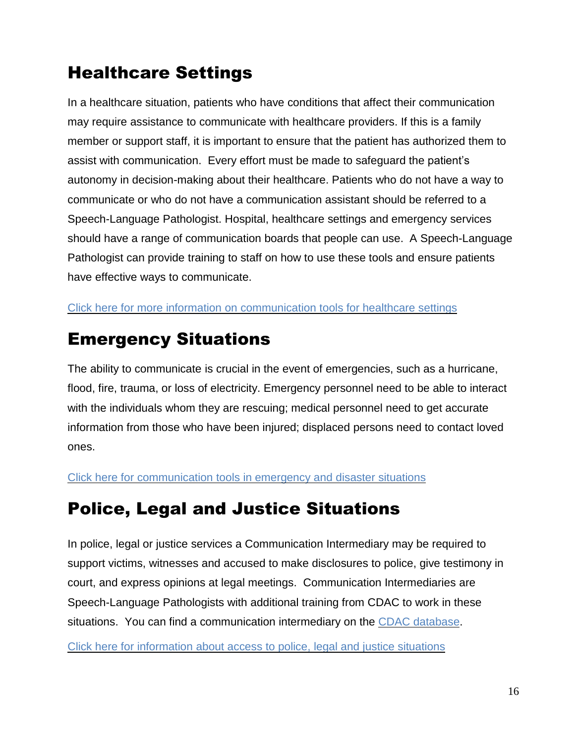## Healthcare Settings

In a healthcare situation, patients who have conditions that affect their communication may require assistance to communicate with healthcare providers. If this is a family member or support staff, it is important to ensure that the patient has authorized them to assist with communication. Every effort must be made to safeguard the patient's autonomy in decision-making about their healthcare. Patients who do not have a way to communicate or who do not have a communication assistant should be referred to a Speech-Language Pathologist. Hospital, healthcare settings and emergency services should have a range of communication boards that people can use. A Speech-Language Pathologist can provide training to staff on how to use these tools and ensure patients have effective ways to communicate.

Click here for more information on communication tools for healthcare settings

## Emergency Situations

The ability to communicate is crucial in the event of emergencies, such as a hurricane, flood, fire, trauma, or loss of electricity. Emergency personnel need to be able to interact with the individuals whom they are rescuing; medical personnel need to get accurate information from those who have been injured; displaced persons need to contact loved ones.

Click here for communication tools in emergency and disaster situations

## Police, Legal and Justice Situations

In police, legal or justice services a Communication Intermediary may be required to support victims, witnesses and accused to make disclosures to police, give testimony in court, and express opinions at legal meetings. Communication Intermediaries are Speech-Language Pathologists with additional training from CDAC to work in these situations. You can find a communication intermediary on the CDAC database.

Click here for information about access to police, legal and justice situations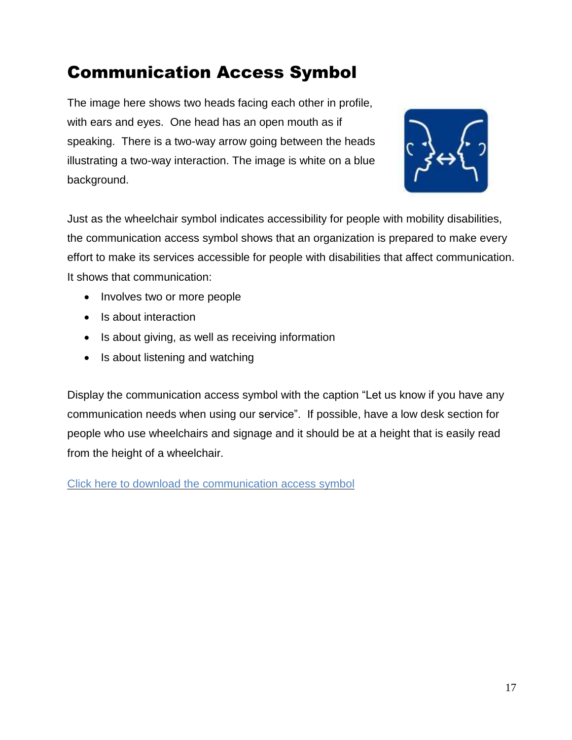# Communication Access Symbol

The image here shows two heads facing each other in profile, with ears and eyes. One head has an open mouth as if speaking. There is a two-way arrow going between the heads illustrating a two-way interaction. The image is white on a blue background.

Just as the wheelchair symbol indicates accessibility for people with mobility disabilities, the communication access symbol shows that an organization is prepared to make every effort to make its services accessible for people with disabilities that affect communication. It shows that communication:

- Involves two or more people
- Is about interaction
- Is about giving, as well as receiving information
- Is about listening and watching

Display the communication access symbol with the caption "Let us know if you have any communication needs when using our service". If possible, have a low desk section for people who use wheelchairs and signage and it should be at a height that is easily read from the height of a wheelchair.

Click here to download the communication access symbol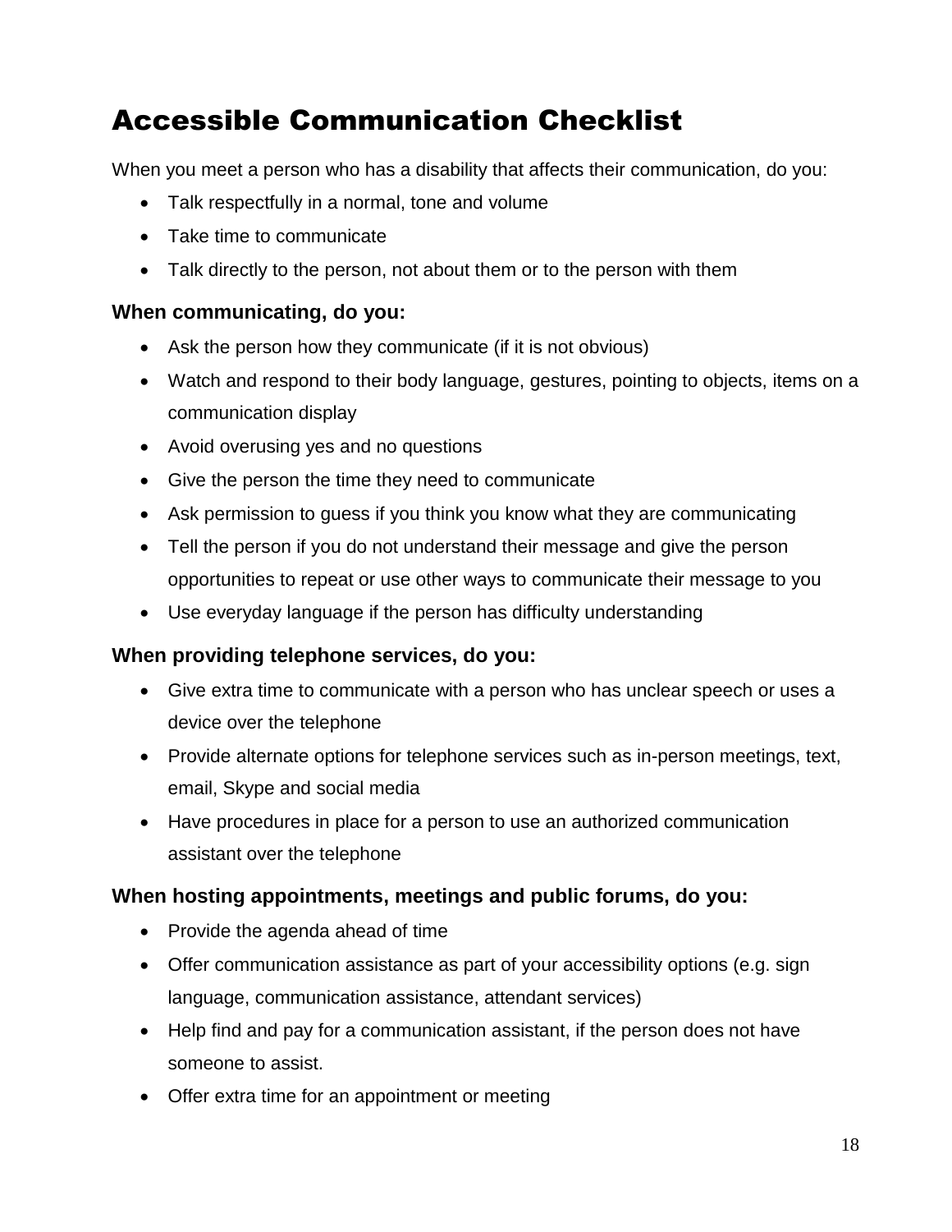# Accessible Communication Checklist

When you meet a person who has a disability that affects their communication, do you:

- Talk respectfully in a normal, tone and volume
- Take time to communicate
- Talk directly to the person, not about them or to the person with them

### When communicating, do you:

- Ask the person how they communicate (if it is not obvious)
- Watch and respond to their body language, gestures, pointing to objects, items on a communication display
- Avoid overusing yes and no questions
- Give the person the time they need to communicate
- Ask permission to guess if you think you know what they are communicating
- Tell the person if you do not understand their message and give the person opportunities to repeat or use other ways to communicate their message to you
- Use everyday language if the person has difficulty understanding

### When providing telephone services, do you:

- Give extra time to communicate with a person who has unclear speech or uses a device over the telephone
- Provide alternate options for telephone services such as in-person meetings, text, email, Skype and social media
- Have procedures in place for a person to use an authorized communication assistant over the telephone

### When hosting appointments, meetings and public forums, do you:

- Provide the agenda ahead of time
- Offer communication assistance as part of your accessibility options (e.g. sign language, communication assistance, attendant services)
- Help find and pay for a communication assistant, if the person does not have someone to assist.
- Offer extra time for an appointment or meeting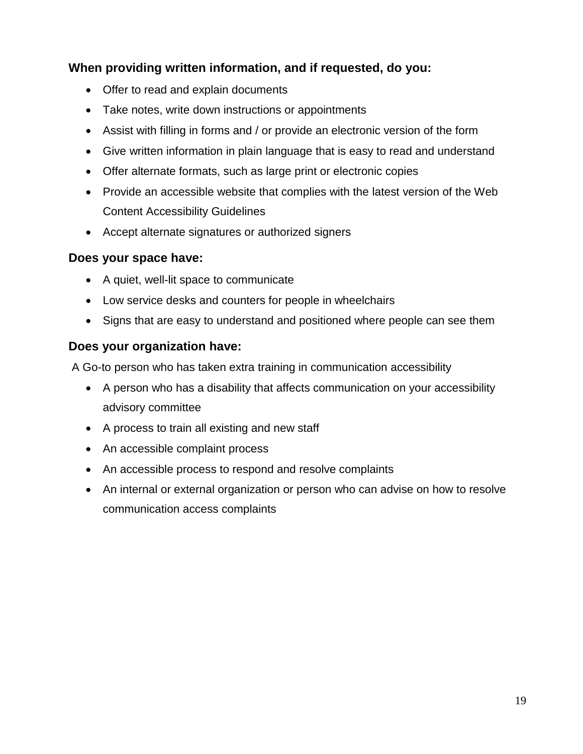### When providing written information, and if requested, do you:

- Offer to read and explain documents
- Take notes, write down instructions or appointments
- Assist with filling in forms and / or provide an electronic version of the form
- Give written information in plain language that is easy to read and understand
- Offer alternate formats, such as large print or electronic copies
- Provide an accessible website that complies with the latest version of the Web Content Accessibility Guidelines
- Accept alternate signatures or authorized signers

### Does your space have:

- A quiet, well-lit space to communicate
- Low service desks and counters for people in wheelchairs
- Signs that are easy to understand and positioned where people can see them

### Does your organization have:

A Go-to person who has taken extra training in communication accessibility

- A person who has a disability that affects communication on your accessibility advisory committee
- A process to train all existing and new staff
- An accessible complaint process
- An accessible process to respond and resolve complaints
- An internal or external organization or person who can advise on how to resolve communication access complaints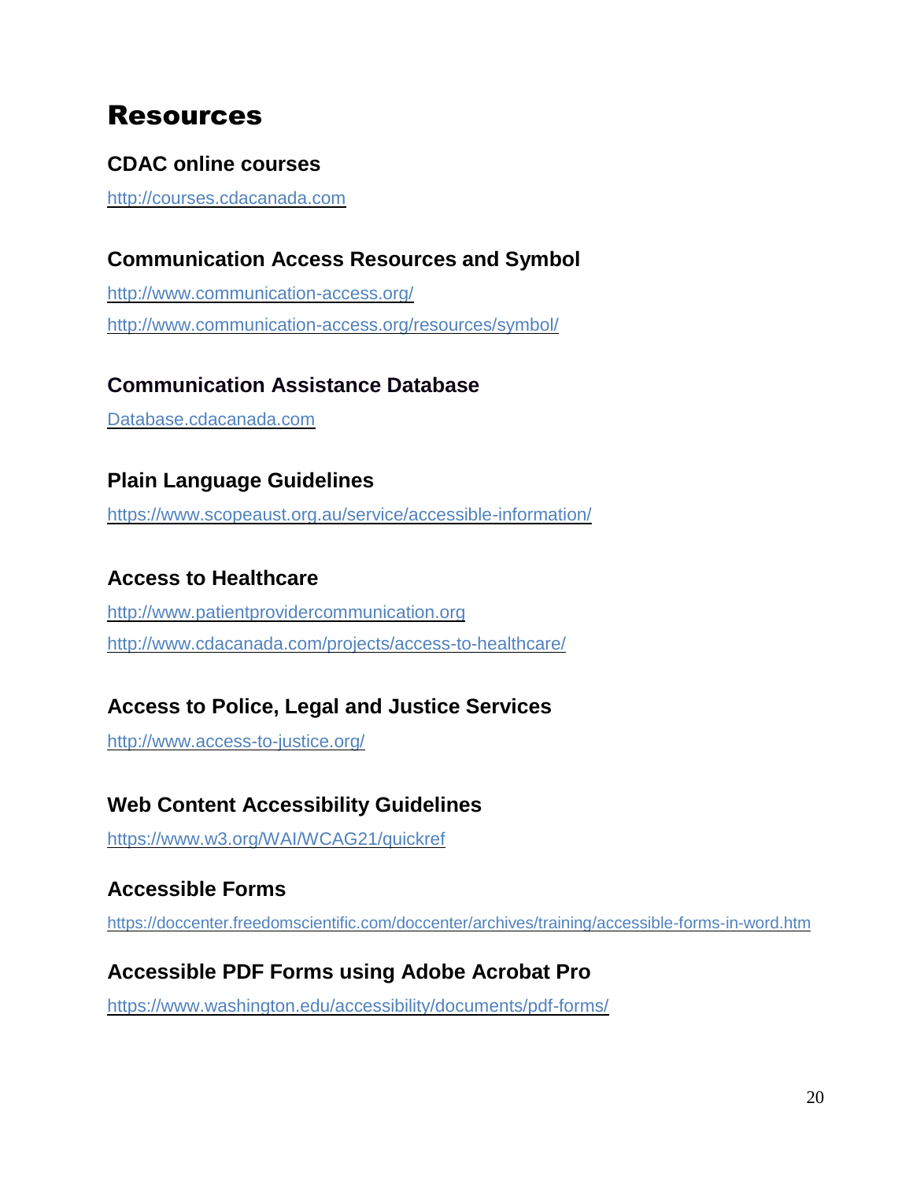# Resources

### CDAC online courses

http://courses.cdacanada.com

### Communication Access Resources and Symbol

http://www.communication-access.org/

http://www.communication-access.org/resources/symbol/

### Communication Assistance Database

Database.cdacanada.com

### Plain Language Guidelines

https://www.scopeaust.org.au/service/accessible-information/

### Access to Healthcare

http://www.patientprovidercommunication.org

http://www.cdacanada.com/projects/access-to-healthcare/

### Access to Police, Legal and Justice Services

http://www.access-to-justice.org/

### Web Content Accessibility Guidelines

https://www.w3.org/WAI/WCAG21/quickref

### Accessible Forms

https://doccenter.freedomscientific.com/doccenter/archives/training/accessible-forms-in-word.htm

### Accessible PDF Forms using Adobe Acrobat Pro

https://www.washington.edu/accessibility/documents/pdf-forms/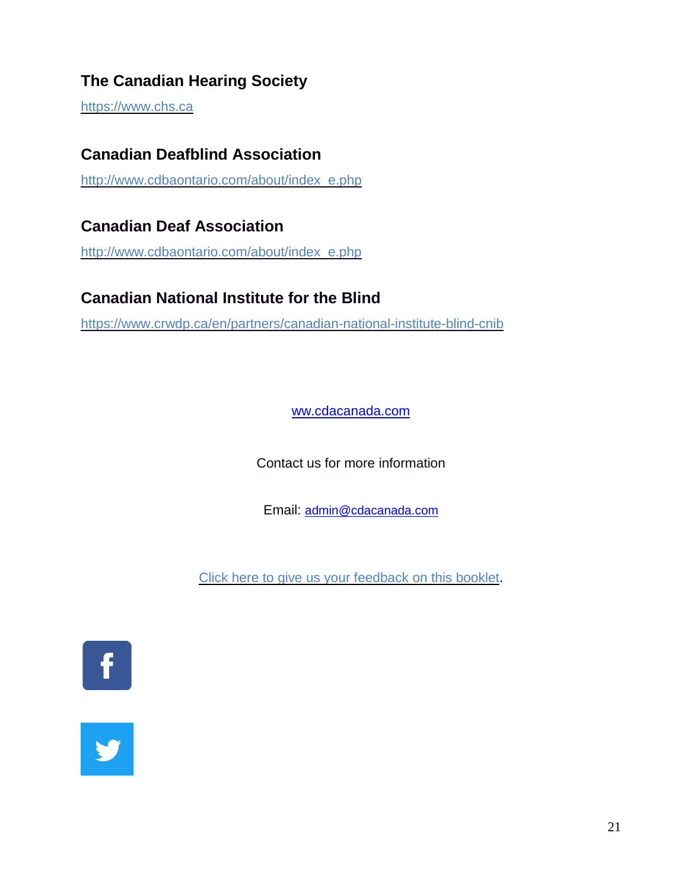### The Canadian Hearing Society

https://www.chs.ca

### Canadian Deafblind Association

http://www.cdbaontario.com/about/index_e.php

### Canadian Deaf Association

http://www.cdbaontario.com/about/index_e.php

### Canadian National Institute for the Blind

https://www.crwdp.ca/en/partners/canadian-national-institute-blind-cnib

ww.cdacanada.com

Contact us for more information

Email: admin@cdacanada.com

Click here to give us your feedback on this booklet.